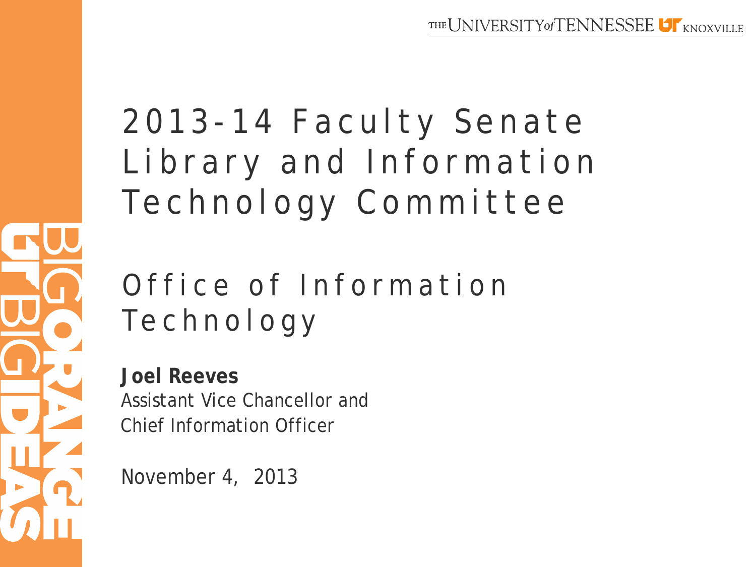THE UNIVERSITY of TENNESSEE KNOXVILLE

# 2013-14 Faculty Senate Library and Information Technology Committee

## Office of Information Technology

**Joel Reeves**
Assistant Vice Chancellor and
Chief Information Officer

November 4, 2013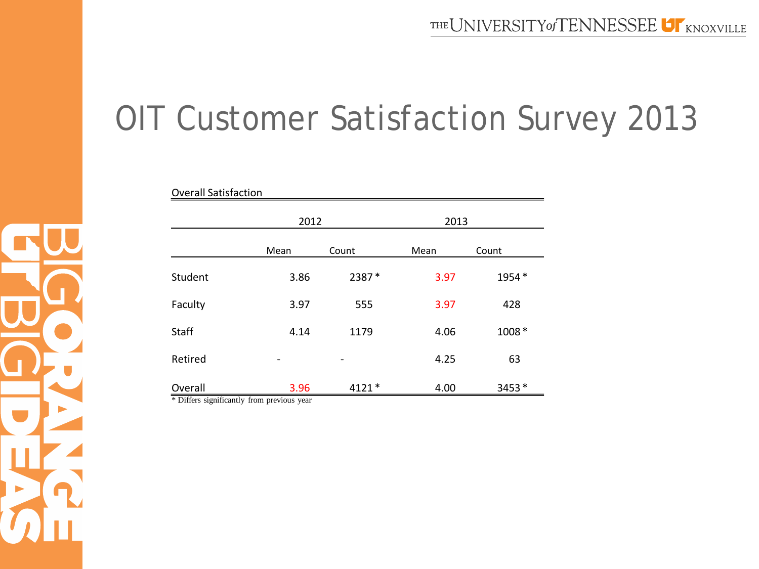# OIT Customer Satisfaction Survey 2013

Overall Satisfaction

| | 2012 | | 2013 | |
|---|---|---|---|---|
| | Mean | Count | Mean | Count |
| Student | 3.86 | 2387 * | 3.97 | 1954 * |
| Faculty | 3.97 | 555 | 3.97 | 428 |
| Staff | 4.14 | 1179 | 4.06 | 1008 * |
| Retired | - | - | 4.25 | 63 |
| Overall | 3.96 | 4121 * | 4.00 | 3453 * |

* Differs significantly from previous year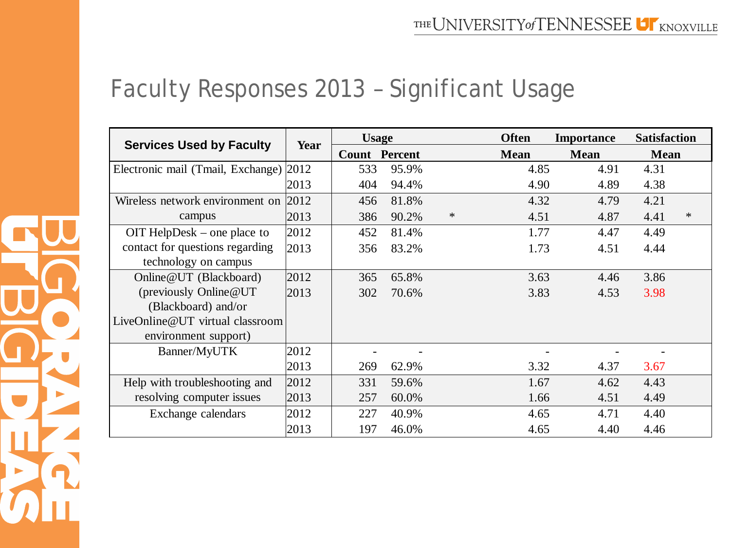# Faculty Responses 2013 – Significant Usage

| Services Used by Faculty | Year | Usage | | | Often | Importance | Satisfaction | |
|---|---|---|---|---|---|---|---|---|
| | | Count | Percent | | Mean | Mean | Mean | |
| Electronic mail (Tmail, Exchange) | 2012 | 533 | 95.9% | | 4.85 | 4.91 | 4.31 | |
| | 2013 | 404 | 94.4% | | 4.90 | 4.89 | 4.38 | |
| Wireless network environment on campus | 2012 | 456 | 81.8% | | 4.32 | 4.79 | 4.21 | |
| | 2013 | 386 | 90.2% | * | 4.51 | 4.87 | 4.41 | * |
| OIT HelpDesk – one place to contact for questions regarding technology on campus | 2012 | 452 | 81.4% | | 1.77 | 4.47 | 4.49 | |
| | 2013 | 356 | 83.2% | | 1.73 | 4.51 | 4.44 | |
| Online@UT (Blackboard) (previously Online@UT (Blackboard) and/or LiveOnline@UT virtual classroom environment support) | 2012 | 365 | 65.8% | | 3.63 | 4.46 | 3.86 | |
| | 2013 | 302 | 70.6% | | 3.83 | 4.53 | 3.98 | |
| Banner/MyUTK | 2012 | - | - | | - | - | - | |
| | 2013 | 269 | 62.9% | | 3.32 | 4.37 | 3.67 | |
| Help with troubleshooting and resolving computer issues | 2012 | 331 | 59.6% | | 1.67 | 4.62 | 4.43 | |
| | 2013 | 257 | 60.0% | | 1.66 | 4.51 | 4.49 | |
| Exchange calendars | 2012 | 227 | 40.9% | | 4.65 | 4.71 | 4.40 | |
| | 2013 | 197 | 46.0% | | 4.65 | 4.40 | 4.46 | |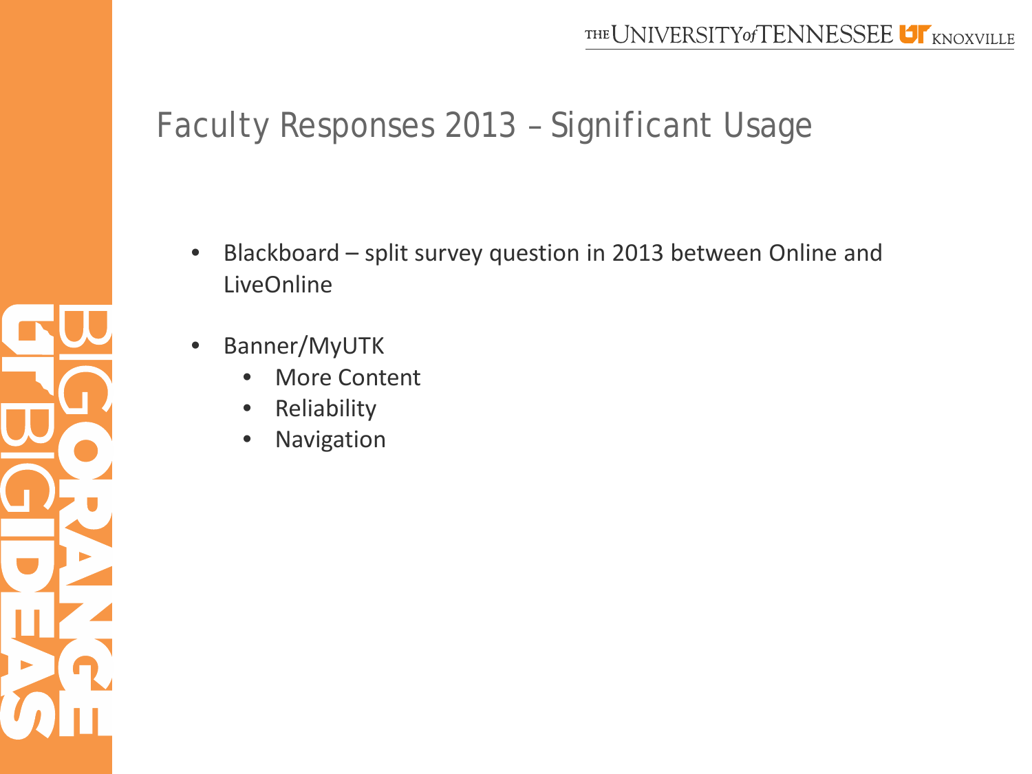# Faculty Responses 2013 – Significant Usage

- Blackboard – split survey question in 2013 between Online and LiveOnline
- Banner/MyUTK
  - More Content
  - Reliability
  - Navigation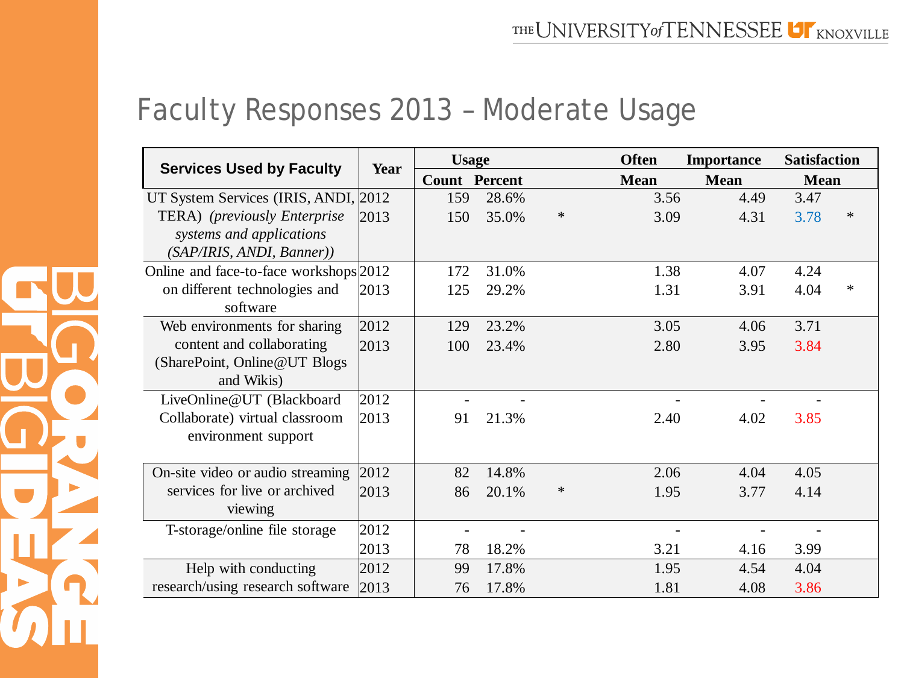## Faculty Responses 2013 – Moderate Usage

| Services Used by Faculty | Year | Usage | | | Often | Importance | Satisfaction | |
|---|---|---|---|---|---|---|---|---|
| | | Count | Percent | | Mean | Mean | Mean | |
| UT System Services (IRIS, ANDI, TERA) *(previously Enterprise systems and applications (SAP/IRIS, ANDI, Banner))* | 2012 | 159 | 28.6% | | 3.56 | 4.49 | 3.47 | |
| | 2013 | 150 | 35.0% | * | 3.09 | 4.31 | 3.78 | * |
| Online and face-to-face workshops on different technologies and software | 2012 | 172 | 31.0% | | 1.38 | 4.07 | 4.24 | |
| | 2013 | 125 | 29.2% | | 1.31 | 3.91 | 4.04 | * |
| Web environments for sharing content and collaborating (SharePoint, Online@UT Blogs and Wikis) | 2012 | 129 | 23.2% | | 3.05 | 4.06 | 3.71 | |
| | 2013 | 100 | 23.4% | | 2.80 | 3.95 | 3.84 | |
| LiveOnline@UT (Blackboard Collaborate) virtual classroom environment support | 2012 | - | - | | - | - | - | |
| | 2013 | 91 | 21.3% | | 2.40 | 4.02 | 3.85 | |
| On-site video or audio streaming services for live or archived viewing | 2012 | 82 | 14.8% | | 2.06 | 4.04 | 4.05 | |
| | 2013 | 86 | 20.1% | * | 1.95 | 3.77 | 4.14 | |
| T-storage/online file storage | 2012 | - | - | | - | - | - | |
| | 2013 | 78 | 18.2% | | 3.21 | 4.16 | 3.99 | |
| Help with conducting research/using research software | 2012 | 99 | 17.8% | | 1.95 | 4.54 | 4.04 | |
| | 2013 | 76 | 17.8% | | 1.81 | 4.08 | 3.86 | |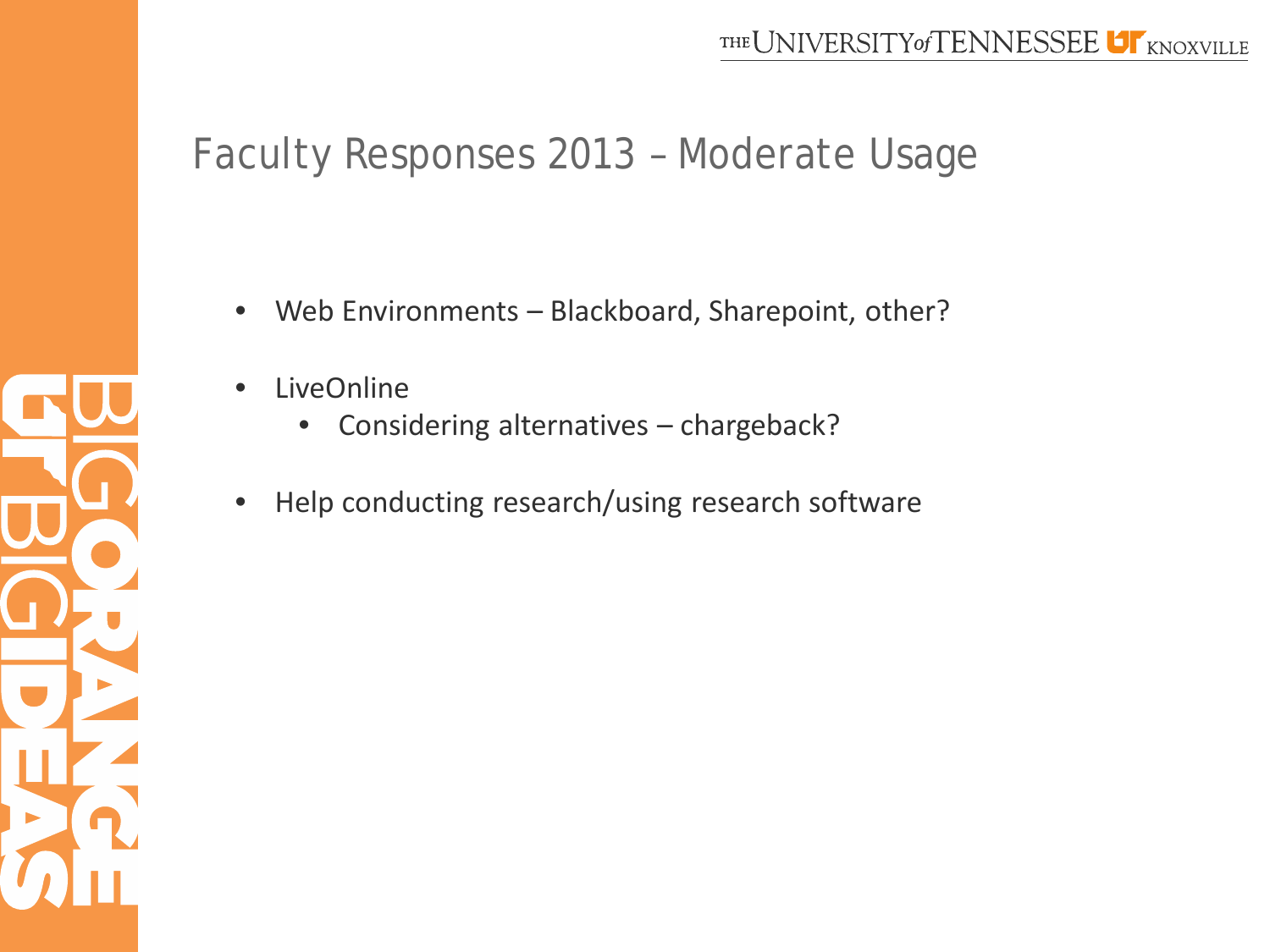# Faculty Responses 2013 – Moderate Usage

- Web Environments – Blackboard, Sharepoint, other?
- LiveOnline
  - Considering alternatives – chargeback?
- Help conducting research/using research software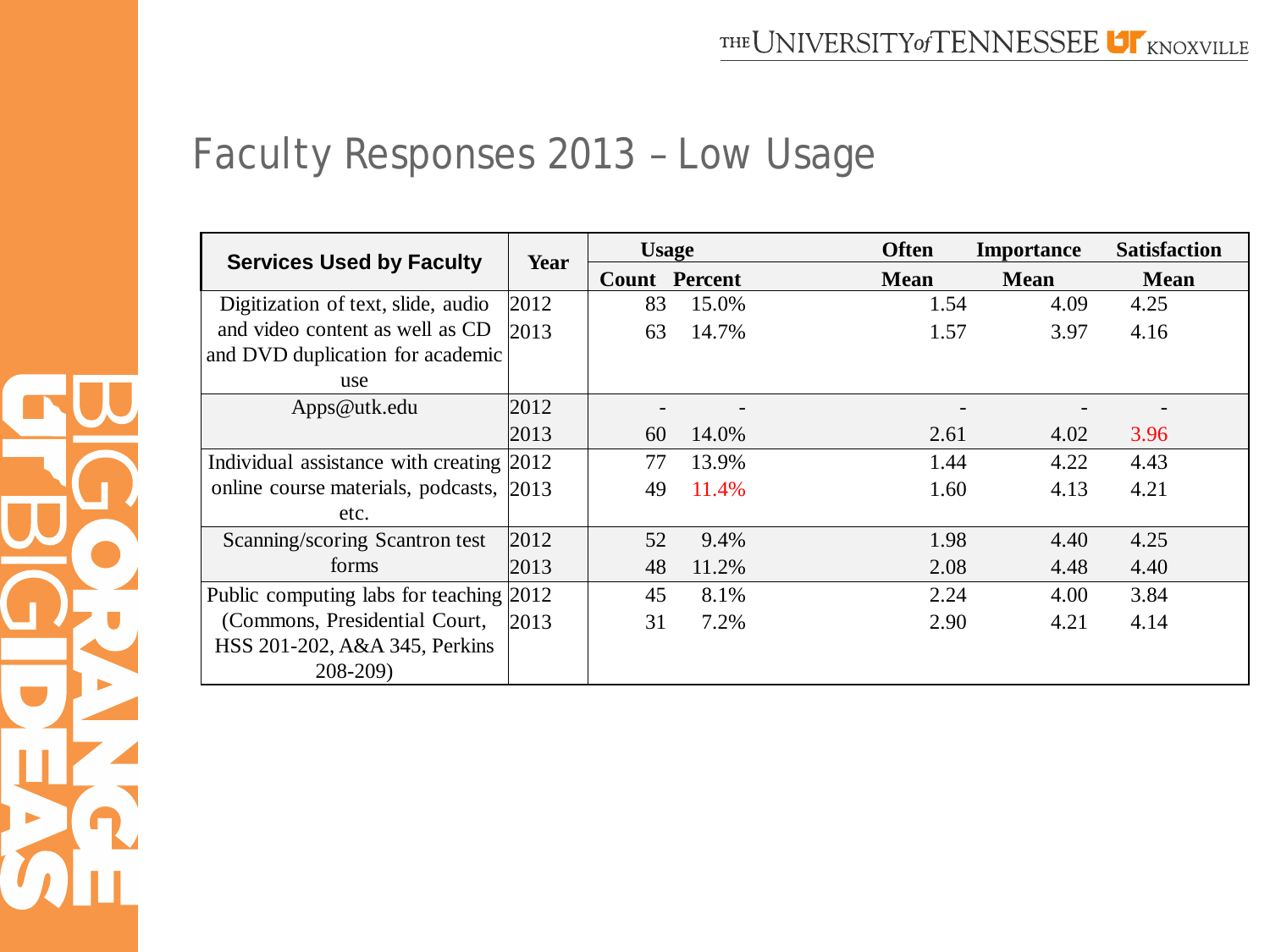# Faculty Responses 2013 – Low Usage

| Services Used by Faculty | Year | Usage | | Often | Importance | Satisfaction |
|---|---|---|---|---|---|---|
| | | Count | Percent | Mean | Mean | Mean |
| Digitization of text, slide, audio and video content as well as CD and DVD duplication for academic use | 2012 | 83 | 15.0% | 1.54 | 4.09 | 4.25 |
| | 2013 | 63 | 14.7% | 1.57 | 3.97 | 4.16 |
| Apps@utk.edu | 2012 | - | - | - | - | - |
| | 2013 | 60 | 14.0% | 2.61 | 4.02 | 3.96 |
| Individual assistance with creating online course materials, podcasts, etc. | 2012 | 77 | 13.9% | 1.44 | 4.22 | 4.43 |
| | 2013 | 49 | 11.4% | 1.60 | 4.13 | 4.21 |
| Scanning/scoring Scantron test forms | 2012 | 52 | 9.4% | 1.98 | 4.40 | 4.25 |
| | 2013 | 48 | 11.2% | 2.08 | 4.48 | 4.40 |
| Public computing labs for teaching (Commons, Presidential Court, HSS 201-202, A&A 345, Perkins 208-209) | 2012 | 45 | 8.1% | 2.24 | 4.00 | 3.84 |
| | 2013 | 31 | 7.2% | 2.90 | 4.21 | 4.14 |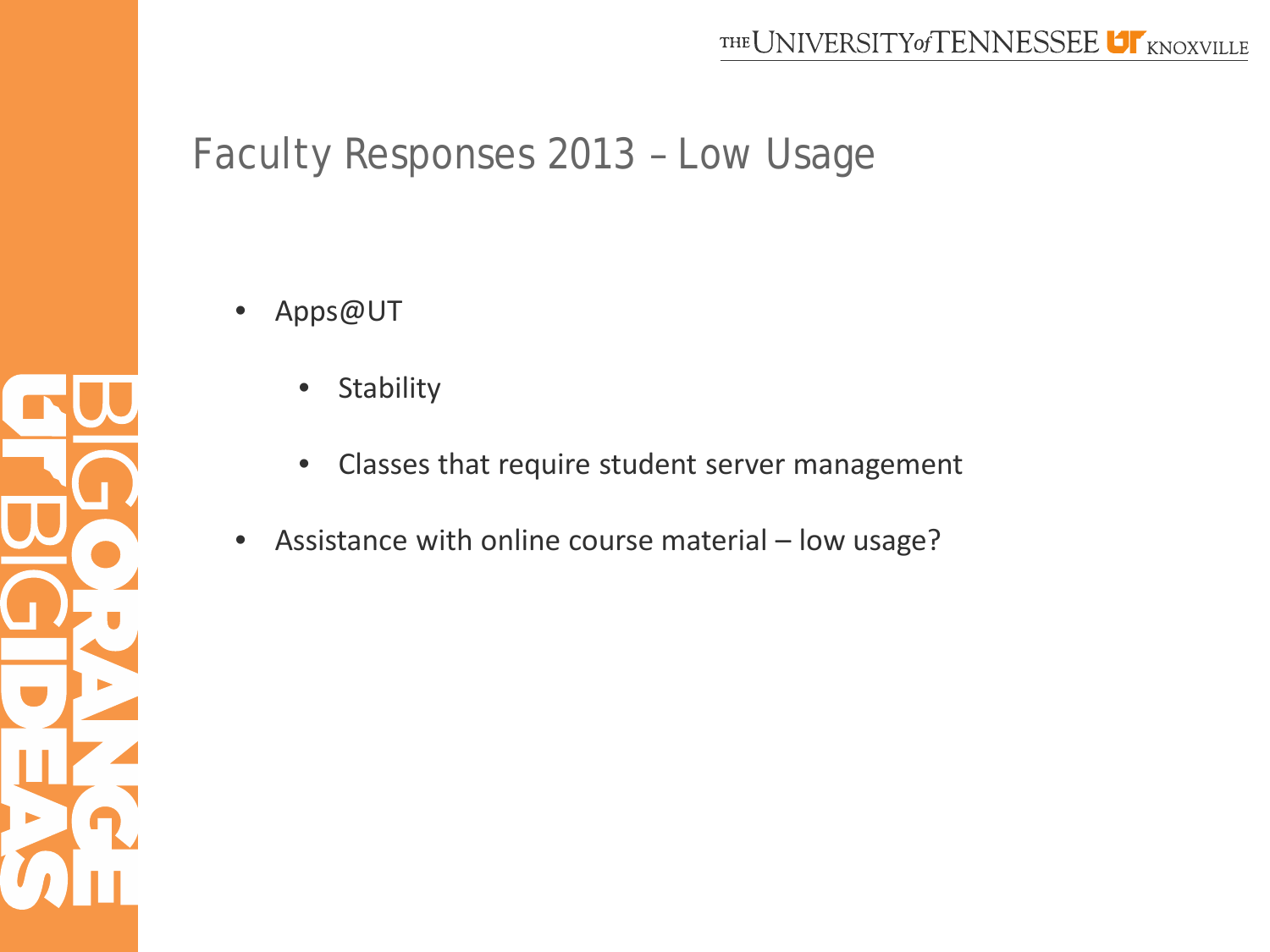# Faculty Responses 2013 – Low Usage

- Apps@UT
  - Stability
  - Classes that require student server management
- Assistance with online course material – low usage?